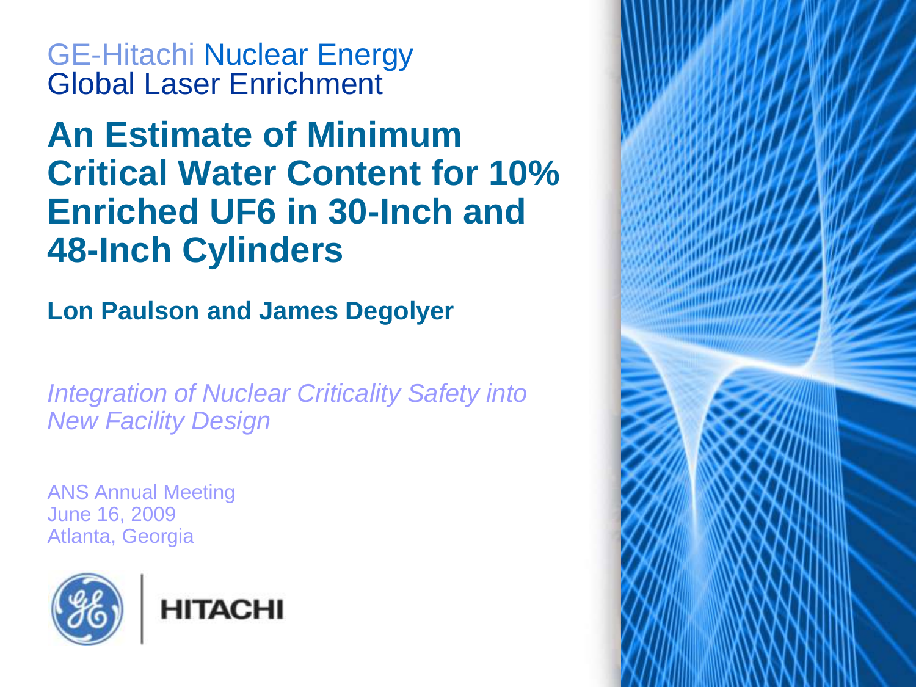GE-Hitachi Nuclear Energy
Global Laser Enrichment

# An Estimate of Minimum Critical Water Content for 10% Enriched UF6 in 30-Inch and 48-Inch Cylinders

**Lon Paulson and James Degolyer**

*Integration of Nuclear Criticality Safety into New Facility Design*

ANS Annual Meeting
June 16, 2009
Atlanta, Georgia

HITACHI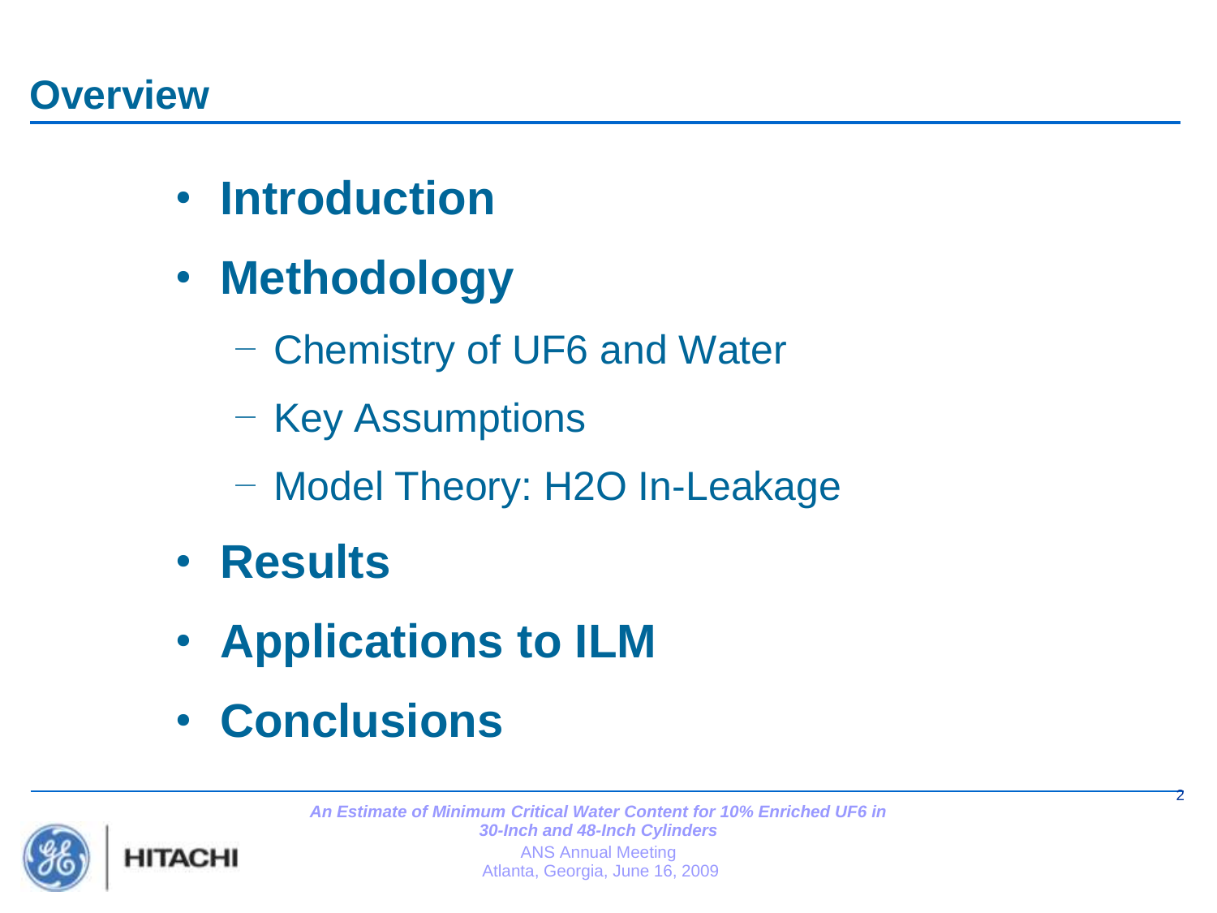## Overview

- **Introduction**
- **Methodology**
  - Chemistry of UF6 and Water
  - Key Assumptions
  - Model Theory: H2O In-Leakage
- **Results**
- **Applications to ILM**
- **Conclusions**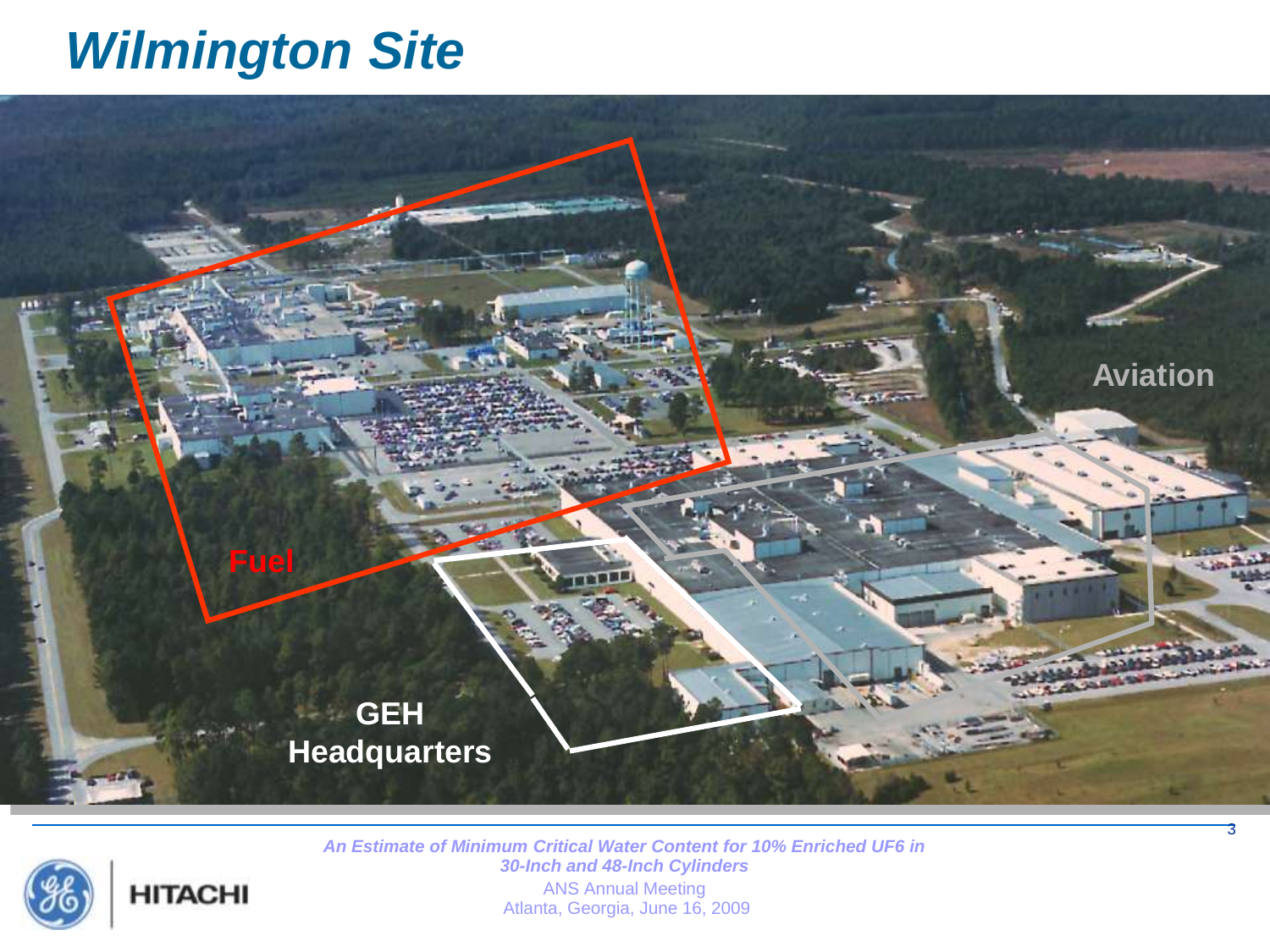# Wilmington Site

Fuel

GEH Headquarters

Aviation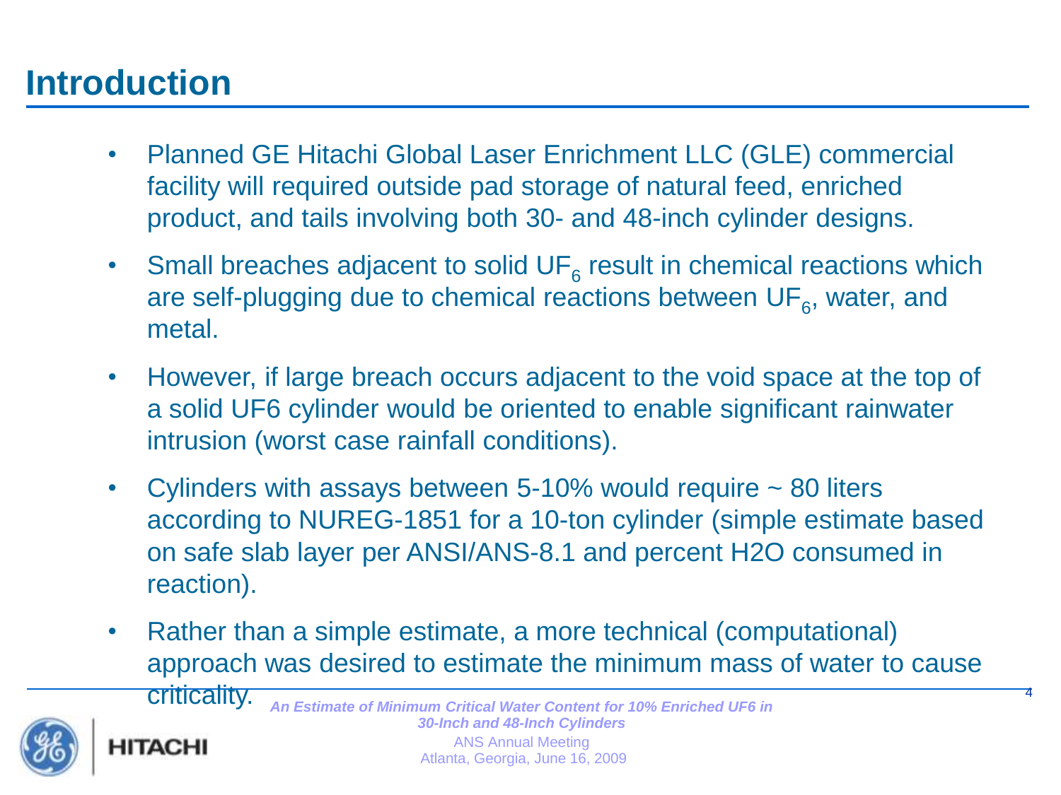# Introduction

- Planned GE Hitachi Global Laser Enrichment LLC (GLE) commercial facility will required outside pad storage of natural feed, enriched product, and tails involving both 30- and 48-inch cylinder designs.
- Small breaches adjacent to solid $UF_6$ result in chemical reactions which are self-plugging due to chemical reactions between $UF_6$, water, and metal.
- However, if large breach occurs adjacent to the void space at the top of a solid UF6 cylinder would be oriented to enable significant rainwater intrusion (worst case rainfall conditions).
- Cylinders with assays between 5-10% would require ~ 80 liters according to NUREG-1851 for a 10-ton cylinder (simple estimate based on safe slab layer per ANSI/ANS-8.1 and percent H2O consumed in reaction).
- Rather than a simple estimate, a more technical (computational) approach was desired to estimate the minimum mass of water to cause criticality.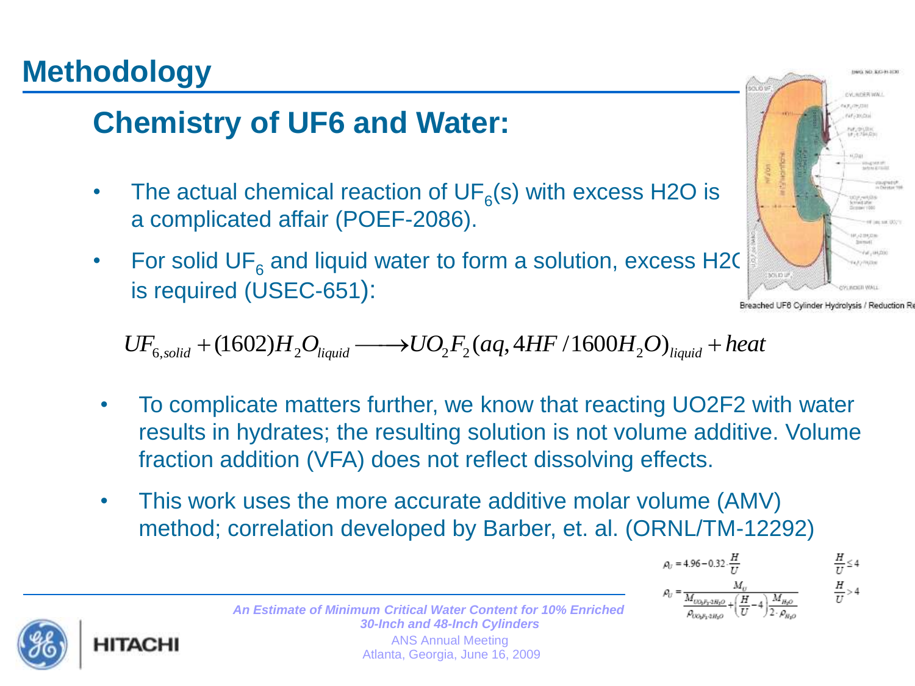# Methodology

## Chemistry of UF6 and Water:

- The actual chemical reaction of $UF_6$(s) with excess H2O is a complicated affair (POEF-2086).
- For solid $UF_6$ and liquid water to form a solution, excess H2O is required (USEC-651):

Breached UF6 Cylinder Hydrolysis / Reduction Re

$$UF_{6,solid} + (1602)H_2O_{liquid} \longrightarrow UO_2F_2(aq, 4HF/1600H_2O)_{liquid} + heat$$

- To complicate matters further, we know that reacting UO2F2 with water results in hydrates; the resulting solution is not volume additive. Volume fraction addition (VFA) does not reflect dissolving effects.
- This work uses the more accurate additive molar volume (AMV) method; correlation developed by Barber, et. al. (ORNL/TM-12292)

$$\rho_U = 4.96 - 0.32 \cdot \frac{H}{U} \qquad \frac{H}{U} \leq 4$$

$$\rho_U = \frac{M_U}{\frac{M_{UO_2F_2 \cdot 2H_2O}}{\rho_{UO_2F_2 \cdot 2H_2O}} + \left(\frac{H}{U} - 4\right)\frac{M_{H_2O}}{2 \cdot \rho_{H_2O}}} \qquad \frac{H}{U} > 4$$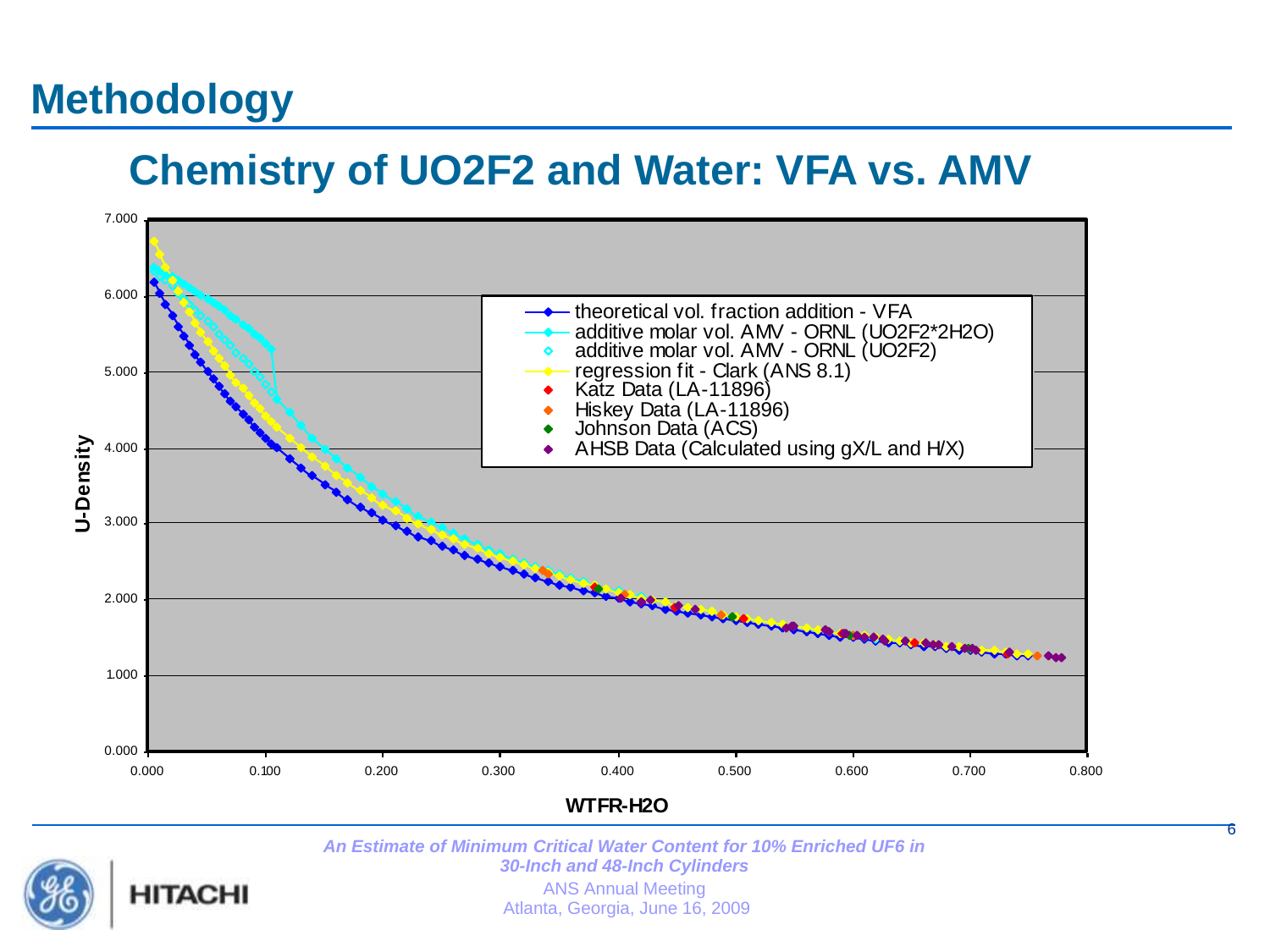# Methodology

## Chemistry of $UO_2F_2$ and Water: VFA vs. AMV

U-Density vs. WTFR-H2O

- theoretical vol. fraction addition - VFA
- additive molar vol. AMV - ORNL ($UO_2F_2 \cdot 2H_2O$)
- additive molar vol. AMV - ORNL ($UO_2F_2$)
- regression fit - Clark (ANS 8.1)
- Katz Data (LA-11896)
- Hiskey Data (LA-11896)
- Johnson Data (ACS)
- AHSB Data (Calculated using gX/L and H/X)

*An Estimate of Minimum Critical Water Content for 10% Enriched UF6 in 30-Inch and 48-Inch Cylinders*

ANS Annual Meeting
Atlanta, Georgia, June 16, 2009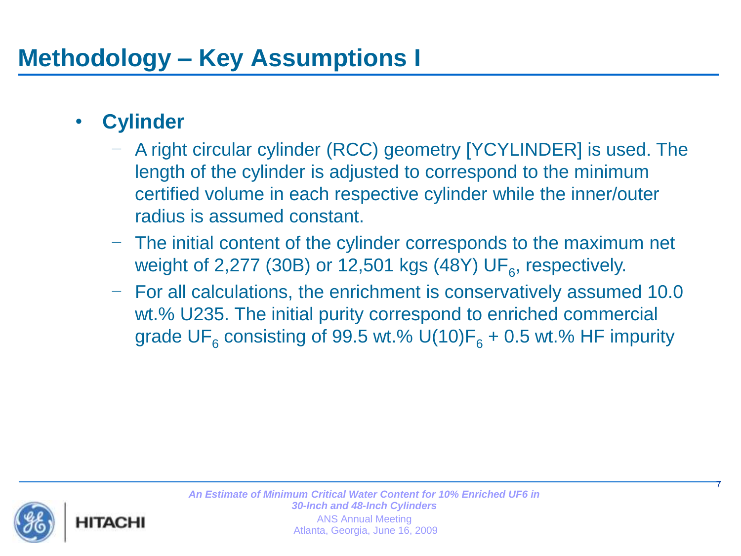# Methodology – Key Assumptions I

- **Cylinder**
  - A right circular cylinder (RCC) geometry [YCYLINDER] is used. The length of the cylinder is adjusted to correspond to the minimum certified volume in each respective cylinder while the inner/outer radius is assumed constant.
  - The initial content of the cylinder corresponds to the maximum net weight of 2,277 (30B) or 12,501 kgs (48Y) $UF_6$, respectively.
  - For all calculations, the enrichment is conservatively assumed 10.0 wt.% U235. The initial purity correspond to enriched commercial grade $UF_6$ consisting of 99.5 wt.% $U(10)F_6$ + 0.5 wt.% HF impurity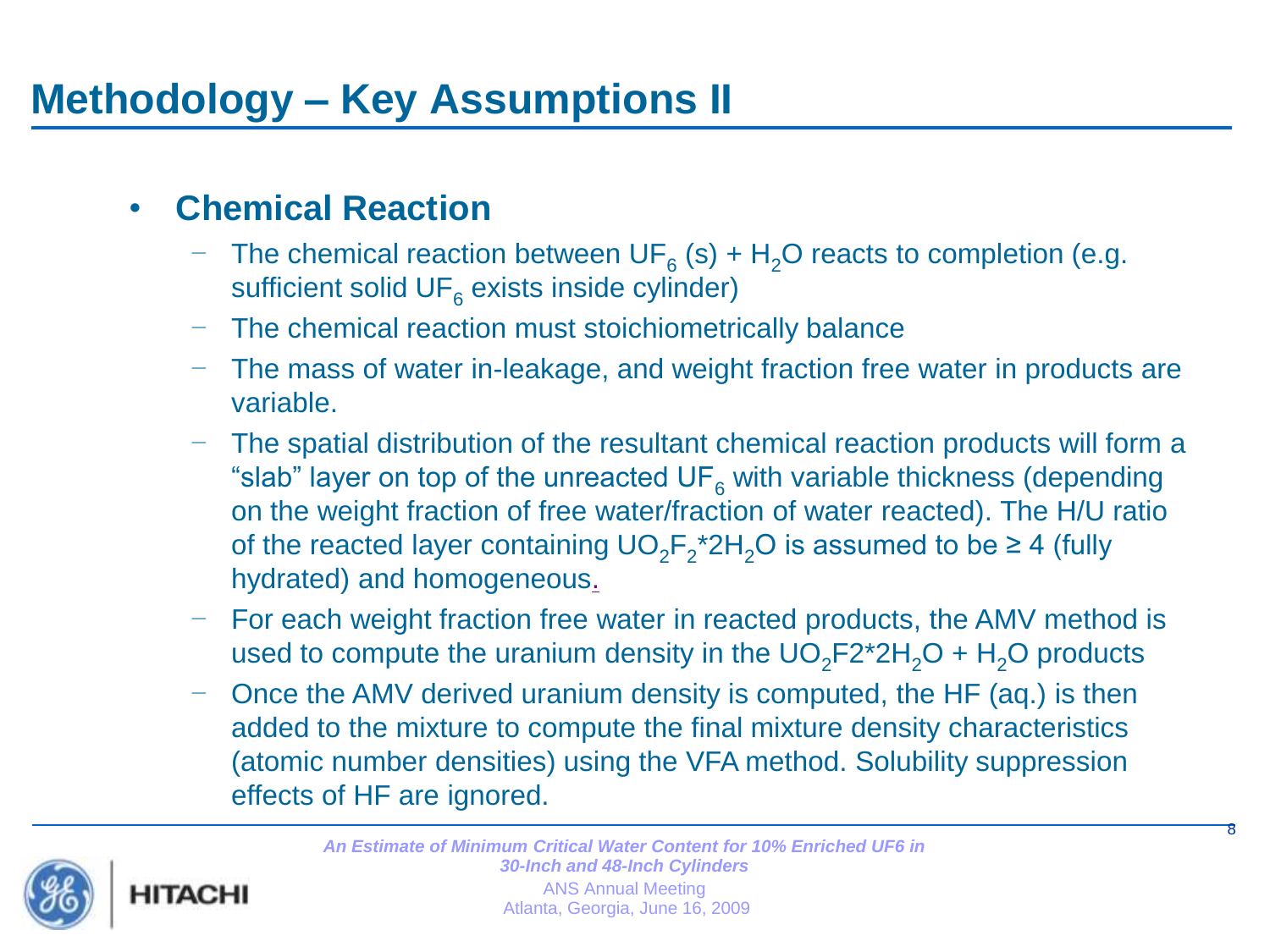# Methodology – Key Assumptions II

- **Chemical Reaction**
  - The chemical reaction between $UF_6$ (s) + $H_2O$ reacts to completion (e.g. sufficient solid $UF_6$ exists inside cylinder)
  - The chemical reaction must stoichiometrically balance
  - The mass of water in-leakage, and weight fraction free water in products are variable.
  - The spatial distribution of the resultant chemical reaction products will form a "slab" layer on top of the unreacted $UF_6$ with variable thickness (depending on the weight fraction of free water/fraction of water reacted). The H/U ratio of the reacted layer containing $UO_2F_2*2H_2O$ is assumed to be ≥ 4 (fully hydrated) and homogeneous.
  - For each weight fraction free water in reacted products, the AMV method is used to compute the uranium density in the $UO_2F2*2H_2O$ + $H_2O$ products
  - Once the AMV derived uranium density is computed, the HF (aq.) is then added to the mixture to compute the final mixture density characteristics (atomic number densities) using the VFA method. Solubility suppression effects of HF are ignored.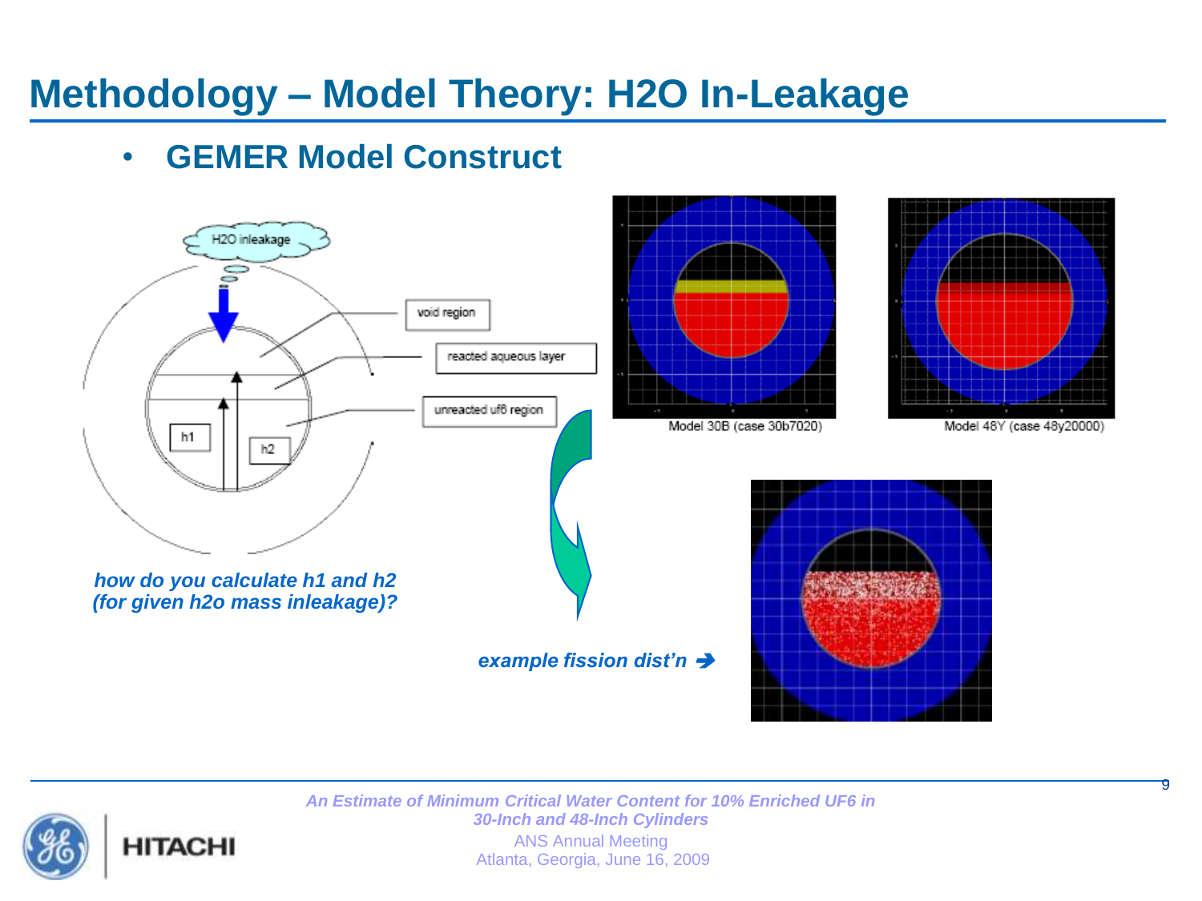# Methodology – Model Theory: H2O In-Leakage

- **GEMER Model Construct**

H2O inleakage

void region

reacted aqueous layer

unreacted uf6 region

h1

h2

Model 30B (case 30b7020)

Model 48Y (case 48y20000)

*how do you calculate h1 and h2 (for given h2o mass inleakage)?*

*example fission dist'n* ➔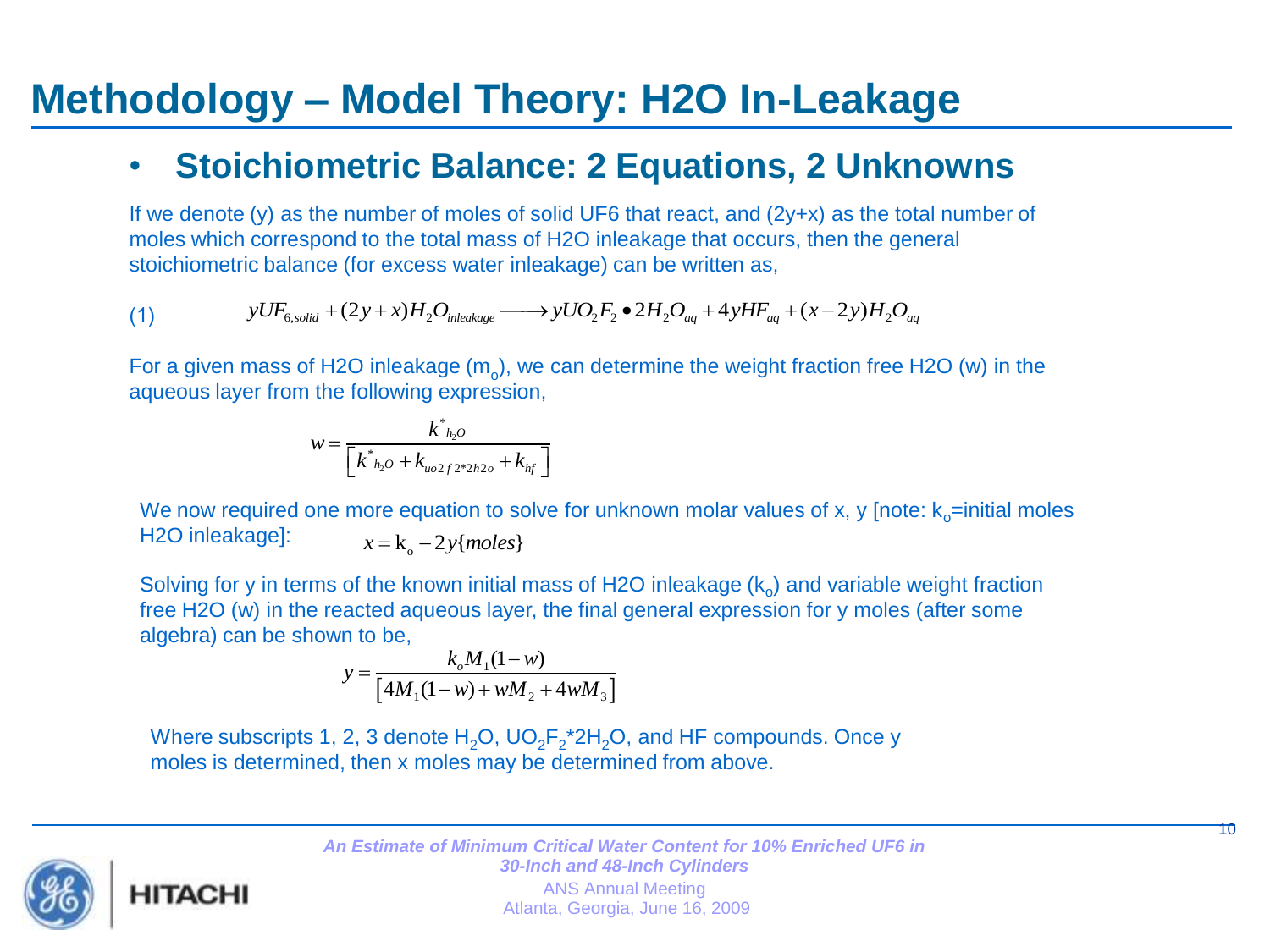# Methodology – Model Theory: H2O In-Leakage

- **Stoichiometric Balance: 2 Equations, 2 Unknowns**

If we denote (y) as the number of moles of solid UF6 that react, and (2y+x) as the total number of moles which correspond to the total mass of H2O inleakage that occurs, then the general stoichiometric balance (for excess water inleakage) can be written as,

(1) $$yUF_{6,solid} + (2y + x)H_2O_{inleakage} \longrightarrow yUO_2F_2 \bullet 2H_2O_{aq} + 4yHF_{aq} + (x - 2y)H_2O_{aq}$$

For a given mass of H2O inleakage ($m_o$), we can determine the weight fraction free H2O (w) in the aqueous layer from the following expression,

$$w = \frac{k^*_{h_2O}}{\left[k^*_{h_2O} + k_{uo2f2*2h2o} + k_{hf}\right]}$$

We now required one more equation to solve for unknown molar values of x, y [note: $k_o$=initial moles H2O inleakage]: $x = k_o - 2y\{moles\}$

Solving for y in terms of the known initial mass of H2O inleakage ($k_o$) and variable weight fraction free H2O (w) in the reacted aqueous layer, the final general expression for y moles (after some algebra) can be shown to be,

$$y = \frac{k_o M_1 (1 - w)}{\left[4M_1(1 - w) + wM_2 + 4wM_3\right]}$$

Where subscripts 1, 2, 3 denote $H_2O$, $UO_2F_2*2H_2O$, and HF compounds. Once y moles is determined, then x moles may be determined from above.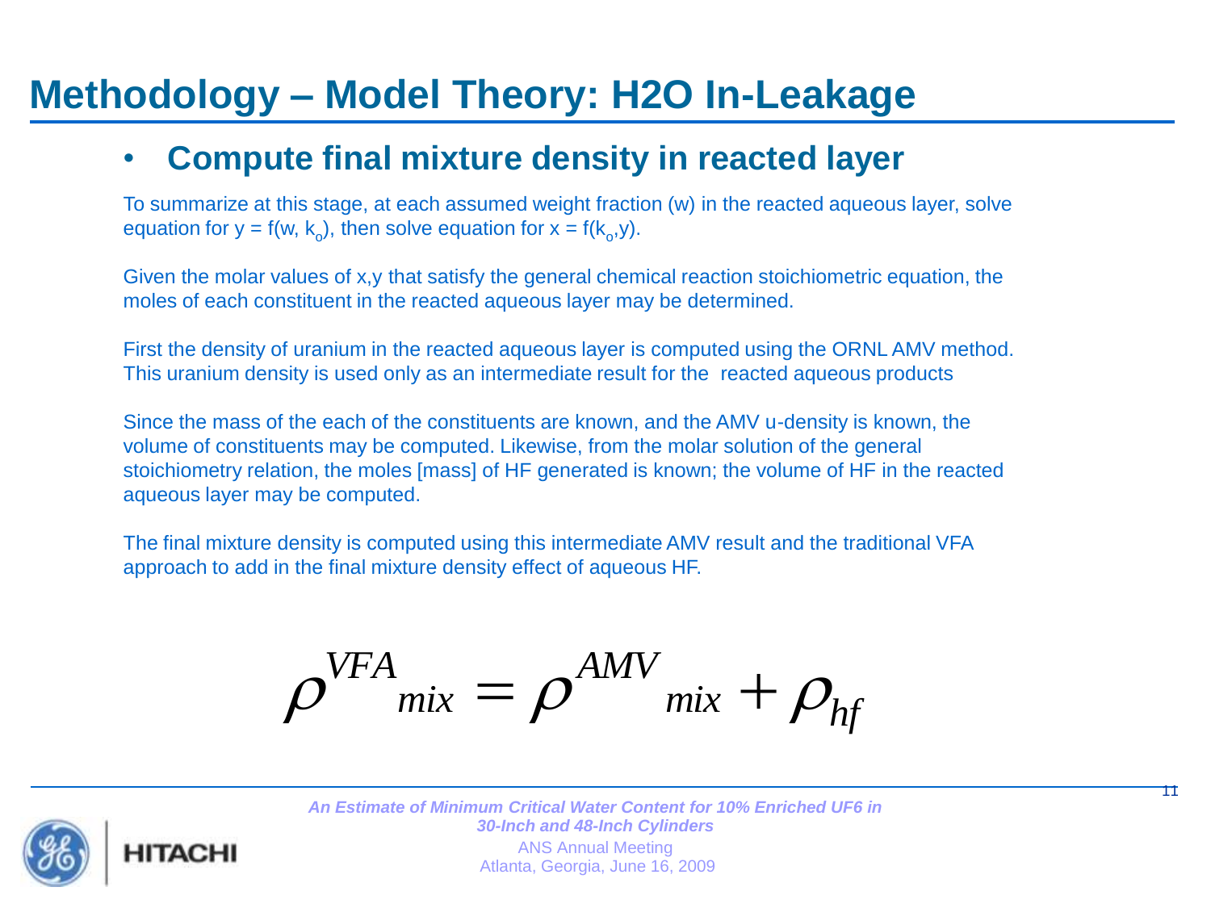# Methodology – Model Theory: H2O In-Leakage

- **Compute final mixture density in reacted layer**

To summarize at this stage, at each assumed weight fraction (w) in the reacted aqueous layer, solve equation for $y = f(w, k_o)$, then solve equation for $x = f(k_o, y)$.

Given the molar values of x,y that satisfy the general chemical reaction stoichiometric equation, the moles of each constituent in the reacted aqueous layer may be determined.

First the density of uranium in the reacted aqueous layer is computed using the ORNL AMV method. This uranium density is used only as an intermediate result for the reacted aqueous products

Since the mass of the each of the constituents are known, and the AMV u-density is known, the volume of constituents may be computed. Likewise, from the molar solution of the general stoichiometry relation, the moles [mass] of HF generated is known; the volume of HF in the reacted aqueous layer may be computed.

The final mixture density is computed using this intermediate AMV result and the traditional VFA approach to add in the final mixture density effect of aqueous HF.

$$\rho^{VFA}{}_{mix} = \rho^{AMV}{}_{mix} + \rho_{hf}$$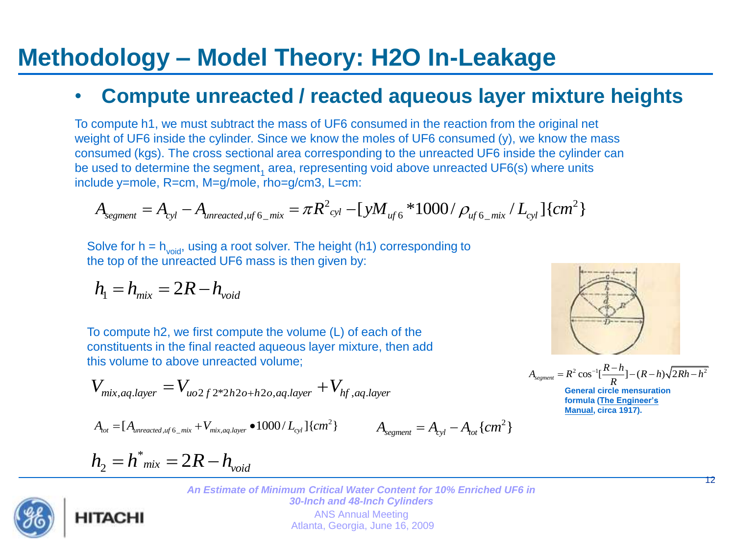# Methodology – Model Theory: H2O In-Leakage

- **Compute unreacted / reacted aqueous layer mixture heights**

To compute h1, we must subtract the mass of UF6 consumed in the reaction from the original net weight of UF6 inside the cylinder. Since we know the moles of UF6 consumed (y), we know the mass consumed (kgs). The cross sectional area corresponding to the unreacted UF6 inside the cylinder can be used to determine the $segment_1$ area, representing void above unreacted UF6(s) where units include y=mole, R=cm, M=g/mole, rho=g/cm3, L=cm:

$$A_{segment} = A_{cyl} - A_{unreacted,uf6\_mix} = \pi R^2_{cyl} - [yM_{uf6} * 1000 / \rho_{uf6\_mix} / L_{cyl}]\{cm^2\}$$

Solve for h = $h_{void}$, using a root solver. The height (h1) corresponding to the top of the unreacted UF6 mass is then given by:

$$h_1 = h_{mix} = 2R - h_{void}$$

To compute h2, we first compute the volume (L) of each of the constituents in the final reacted aqueous layer mixture, then add this volume to above unreacted volume;

$$V_{mix,aq.layer} = V_{uo2f2*2h2o+h2o,aq.layer} + V_{hf,aq.layer}$$

$$A_{tot} = [A_{unreacted,uf6\_mix} + V_{mix,aq.layer} \bullet 1000 / L_{cyl}]\{cm^2\} \qquad A_{segment} = A_{cyl} - A_{tot}\{cm^2\}$$

$$h_2 = h^*_{mix} = 2R - h_{void}$$

$$A_{segment} = R^2 \cos^{-1}[\frac{R-h}{R}] - (R-h)\sqrt{2Rh - h^2}$$

**General circle mensuration formula (The Engineer's Manual, circa 1917).**

*An Estimate of Minimum Critical Water Content for 10% Enriched UF6 in 30-Inch and 48-Inch Cylinders*

ANS Annual Meeting
Atlanta, Georgia, June 16, 2009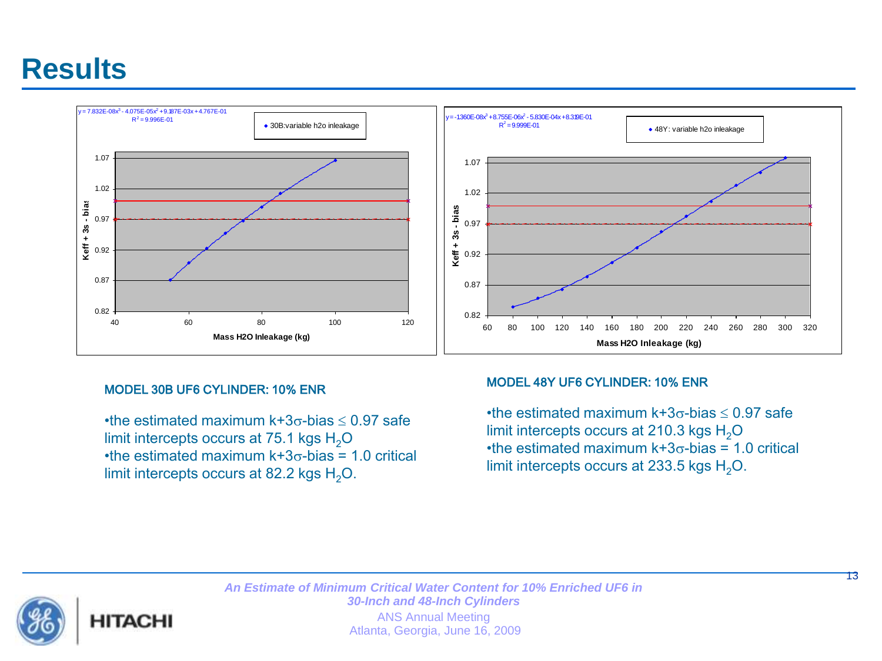# Results

MODEL 30B UF6 CYLINDER: 10% ENR

- the estimated maximum k+3$\sigma$-bias $\leq$ 0.97 safe limit intercepts occurs at 75.1 kgs $H_2O$
- the estimated maximum k+3$\sigma$-bias = 1.0 critical limit intercepts occurs at 82.2 kgs $H_2O$.

MODEL 48Y UF6 CYLINDER: 10% ENR

- the estimated maximum k+3$\sigma$-bias $\leq$ 0.97 safe limit intercepts occurs at 210.3 kgs $H_2O$
- the estimated maximum k+3$\sigma$-bias = 1.0 critical limit intercepts occurs at 233.5 kgs $H_2O$.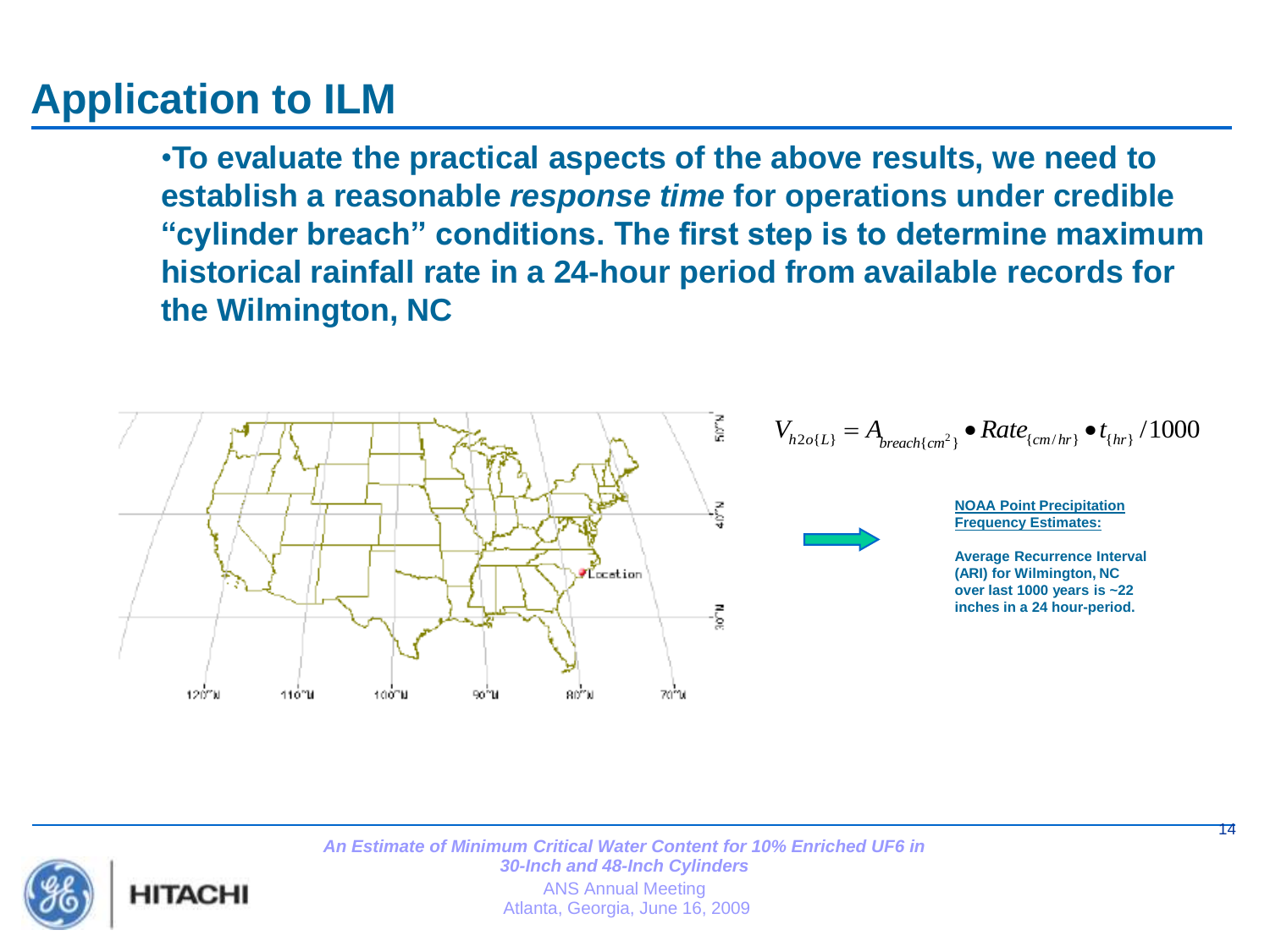# Application to ILM

- To evaluate the practical aspects of the above results, we need to establish a reasonable *response time* for operations under credible "cylinder breach" conditions. The first step is to determine maximum historical rainfall rate in a 24-hour period from available records for the Wilmington, NC

$$V_{h2o\{L\}} = A_{breach\{cm^2\}} \bullet Rate_{\{cm/hr\}} \bullet t_{\{hr\}} / 1000$$

**NOAA Point Precipitation Frequency Estimates:**

**Average Recurrence Interval (ARI) for Wilmington, NC over last 1000 years is ~22 inches in a 24 hour-period.**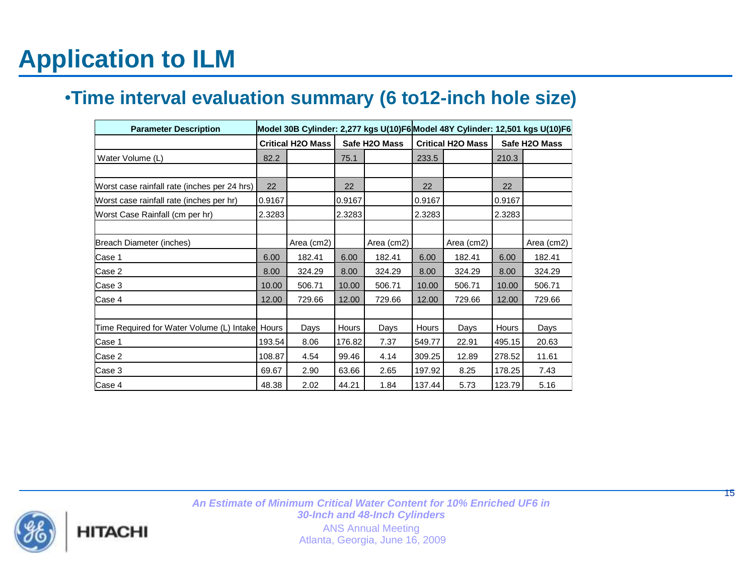# Application to ILM

- **Time interval evaluation summary (6 to12-inch hole size)**

| Parameter Description | Model 30B Cylinder: 2,277 kgs U(10)F6 | | | | Model 48Y Cylinder: 12,501 kgs U(10)F6 | | | |
|---|---|---|---|---|---|---|---|---|
| | Critical H2O Mass | | Safe H2O Mass | | Critical H2O Mass | | Safe H2O Mass | |
| Water Volume (L) | 82.2 | | 75.1 | | 233.5 | | 210.3 | |
| | | | | | | | | |
| Worst case rainfall rate (inches per 24 hrs) | 22 | | 22 | | 22 | | 22 | |
| Worst case rainfall rate (inches per hr) | 0.9167 | | 0.9167 | | 0.9167 | | 0.9167 | |
| Worst Case Rainfall (cm per hr) | 2.3283 | | 2.3283 | | 2.3283 | | 2.3283 | |
| | | | | | | | | |
| Breach Diameter (inches) | | Area (cm2) | | Area (cm2) | | Area (cm2) | | Area (cm2) |
| Case 1 | 6.00 | 182.41 | 6.00 | 182.41 | 6.00 | 182.41 | 6.00 | 182.41 |
| Case 2 | 8.00 | 324.29 | 8.00 | 324.29 | 8.00 | 324.29 | 8.00 | 324.29 |
| Case 3 | 10.00 | 506.71 | 10.00 | 506.71 | 10.00 | 506.71 | 10.00 | 506.71 |
| Case 4 | 12.00 | 729.66 | 12.00 | 729.66 | 12.00 | 729.66 | 12.00 | 729.66 |
| | | | | | | | | |
| Time Required for Water Volume (L) Intake | Hours | Days | Hours | Days | Hours | Days | Hours | Days |
| Case 1 | 193.54 | 8.06 | 176.82 | 7.37 | 549.77 | 22.91 | 495.15 | 20.63 |
| Case 2 | 108.87 | 4.54 | 99.46 | 4.14 | 309.25 | 12.89 | 278.52 | 11.61 |
| Case 3 | 69.67 | 2.90 | 63.66 | 2.65 | 197.92 | 8.25 | 178.25 | 7.43 |
| Case 4 | 48.38 | 2.02 | 44.21 | 1.84 | 137.44 | 5.73 | 123.79 | 5.16 |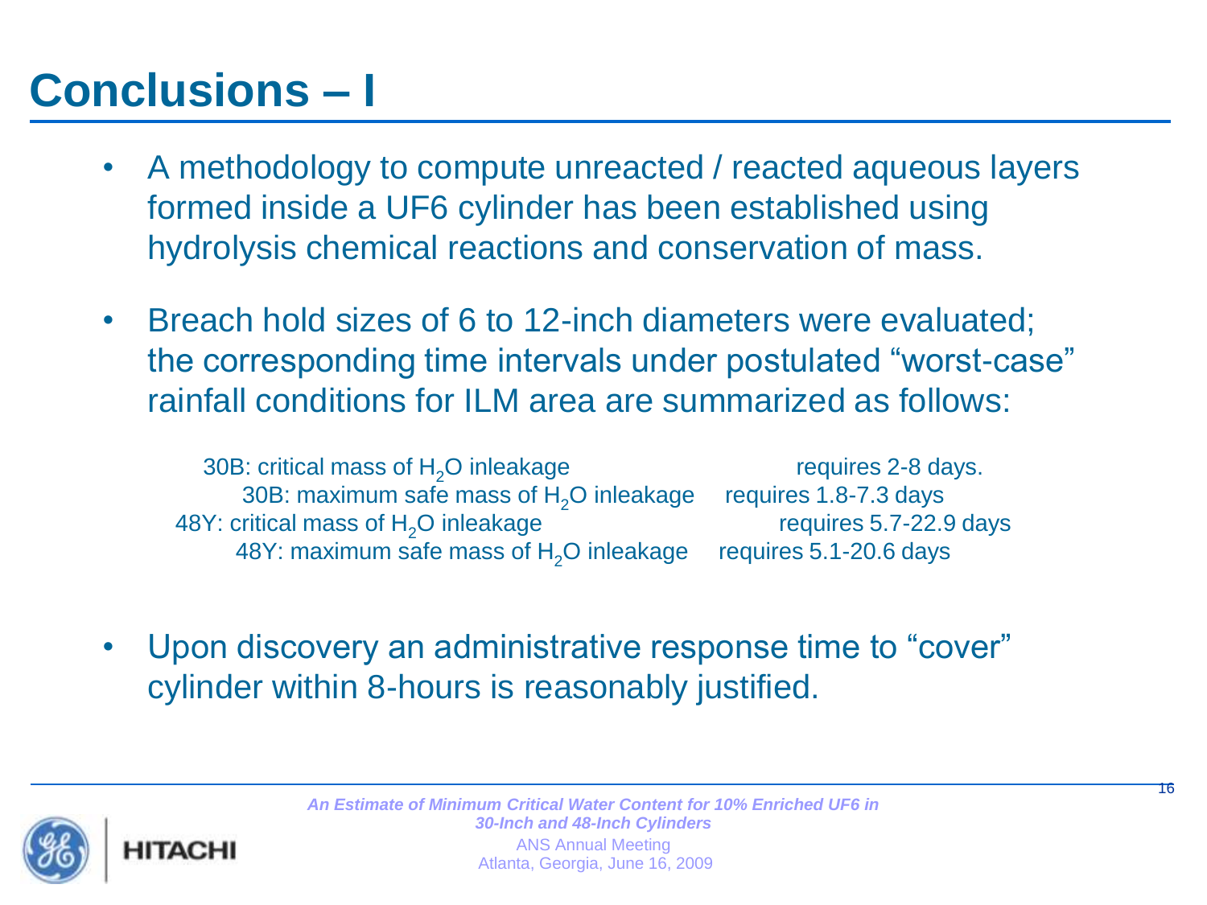# Conclusions – I

- A methodology to compute unreacted / reacted aqueous layers formed inside a UF6 cylinder has been established using hydrolysis chemical reactions and conservation of mass.
- Breach hold sizes of 6 to 12-inch diameters were evaluated; the corresponding time intervals under postulated "worst-case" rainfall conditions for ILM area are summarized as follows:

| | |
|---|---|
| 30B: critical mass of $H_2O$ inleakage | requires 2-8 days. |
| 30B: maximum safe mass of $H_2O$ inleakage | requires 1.8-7.3 days |
| 48Y: critical mass of $H_2O$ inleakage | requires 5.7-22.9 days |
| 48Y: maximum safe mass of $H_2O$ inleakage | requires 5.1-20.6 days |

- Upon discovery an administrative response time to "cover" cylinder within 8-hours is reasonably justified.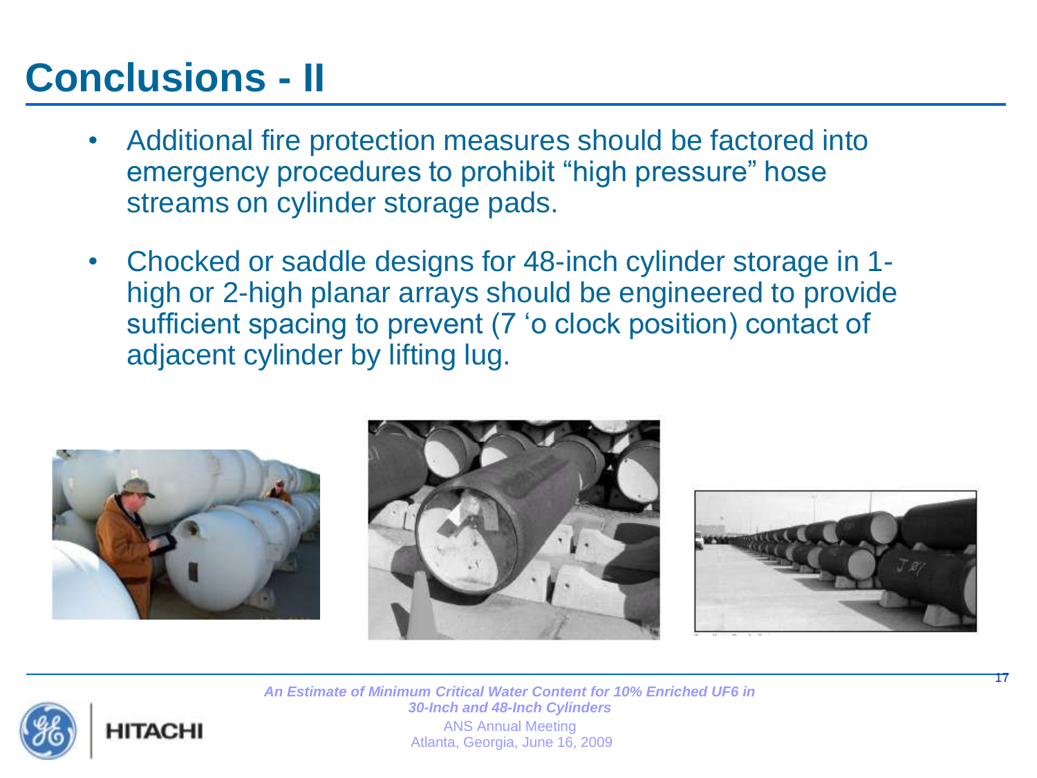# Conclusions - II

- Additional fire protection measures should be factored into emergency procedures to prohibit “high pressure” hose streams on cylinder storage pads.
- Chocked or saddle designs for 48-inch cylinder storage in 1-high or 2-high planar arrays should be engineered to provide sufficient spacing to prevent (7 ‘o clock position) contact of adjacent cylinder by lifting lug.